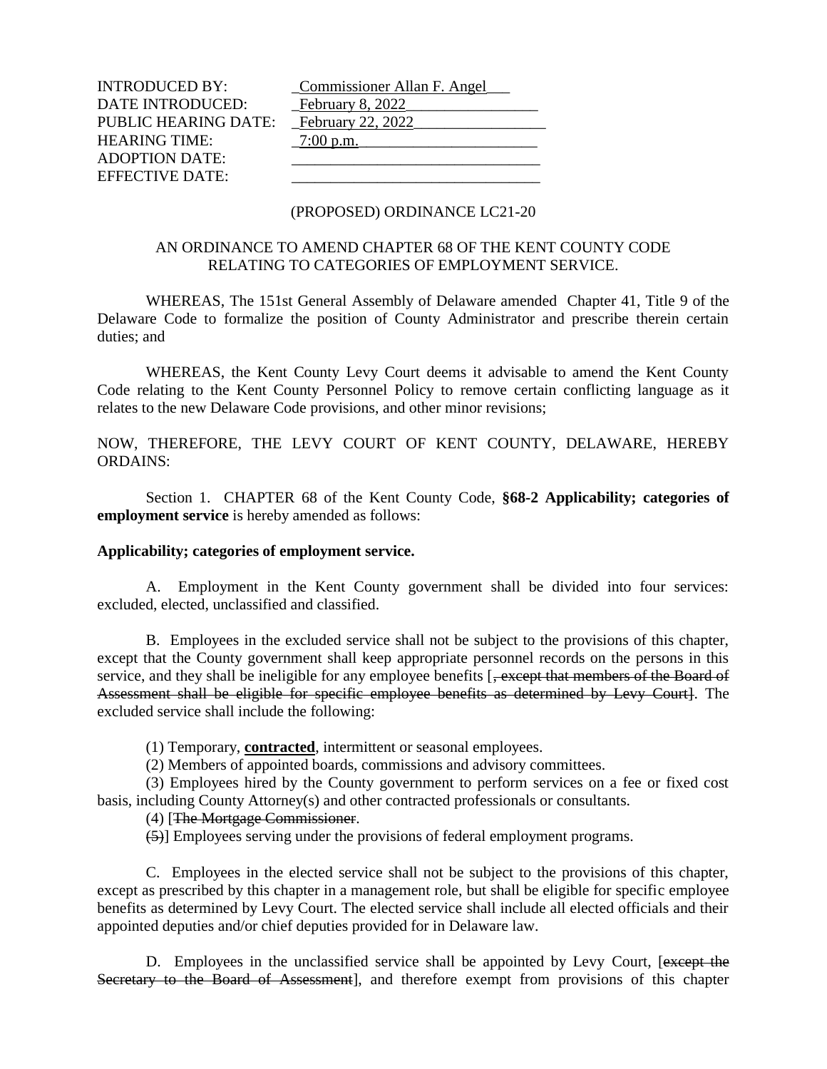INTRODUCED BY: Commissioner Allan F. Angel
DATE INTRODUCED: February 8, 2022
PUBLIC HEARING DATE: February 22, 2022
HEARING TIME: 7:00 p.m.
ADOPTION DATE: ______________________
EFFECTIVE DATE: ______________________

(PROPOSED) ORDINANCE LC21-20

AN ORDINANCE TO AMEND CHAPTER 68 OF THE KENT COUNTY CODE RELATING TO CATEGORIES OF EMPLOYMENT SERVICE.

WHEREAS, The 151st General Assembly of Delaware amended Chapter 41, Title 9 of the Delaware Code to formalize the position of County Administrator and prescribe therein certain duties; and

WHEREAS, the Kent County Levy Court deems it advisable to amend the Kent County Code relating to the Kent County Personnel Policy to remove certain conflicting language as it relates to the new Delaware Code provisions, and other minor revisions;

NOW, THEREFORE, THE LEVY COURT OF KENT COUNTY, DELAWARE, HEREBY ORDAINS:

Section 1. CHAPTER 68 of the Kent County Code, **§68-2 Applicability; categories of employment service** is hereby amended as follows:

**Applicability; categories of employment service.**

A. Employment in the Kent County government shall be divided into four services: excluded, elected, unclassified and classified.

B. Employees in the excluded service shall not be subject to the provisions of this chapter, except that the County government shall keep appropriate personnel records on the persons in this service, and they shall be ineligible for any employee benefits [~~, except that members of the Board of Assessment shall be eligible for specific employee benefits as determined by Levy Court~~]. The excluded service shall include the following:

(1) Temporary, **contracted**, intermittent or seasonal employees.
(2) Members of appointed boards, commissions and advisory committees.
(3) Employees hired by the County government to perform services on a fee or fixed cost basis, including County Attorney(s) and other contracted professionals or consultants.
(4) [~~The Mortgage Commissioner~~.
~~(5)~~] Employees serving under the provisions of federal employment programs.

C. Employees in the elected service shall not be subject to the provisions of this chapter, except as prescribed by this chapter in a management role, but shall be eligible for specific employee benefits as determined by Levy Court. The elected service shall include all elected officials and their appointed deputies and/or chief deputies provided for in Delaware law.

D. Employees in the unclassified service shall be appointed by Levy Court, [~~except the Secretary to the Board of Assessment~~], and therefore exempt from provisions of this chapter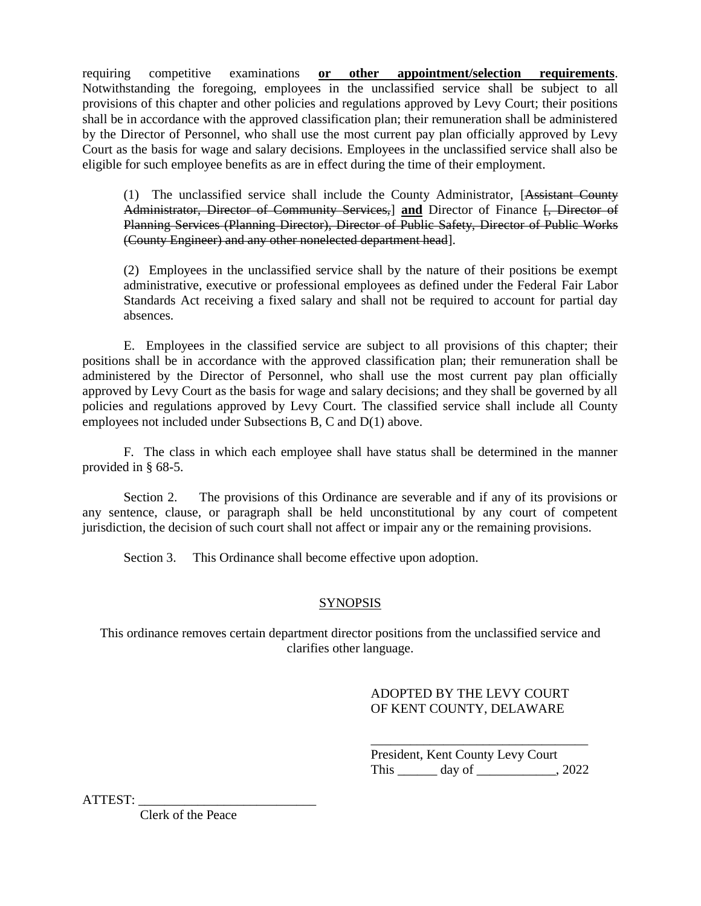requiring competitive examinations **<u>or other appointment/selection requirements</u>**. Notwithstanding the foregoing, employees in the unclassified service shall be subject to all provisions of this chapter and other policies and regulations approved by Levy Court; their positions shall be in accordance with the approved classification plan; their remuneration shall be administered by the Director of Personnel, who shall use the most current pay plan officially approved by Levy Court as the basis for wage and salary decisions. Employees in the unclassified service shall also be eligible for such employee benefits as are in effect during the time of their employment.

(1) The unclassified service shall include the County Administrator, [~~Assistant County Administrator, Director of Community Services,~~] **<u>and</u>** Director of Finance [~~, Director of Planning Services (Planning Director), Director of Public Safety, Director of Public Works (County Engineer) and any other nonelected department head~~].

(2) Employees in the unclassified service shall by the nature of their positions be exempt administrative, executive or professional employees as defined under the Federal Fair Labor Standards Act receiving a fixed salary and shall not be required to account for partial day absences.

E. Employees in the classified service are subject to all provisions of this chapter; their positions shall be in accordance with the approved classification plan; their remuneration shall be administered by the Director of Personnel, who shall use the most current pay plan officially approved by Levy Court as the basis for wage and salary decisions; and they shall be governed by all policies and regulations approved by Levy Court. The classified service shall include all County employees not included under Subsections B, C and D(1) above.

F. The class in which each employee shall have status shall be determined in the manner provided in § 68-5.

Section 2. The provisions of this Ordinance are severable and if any of its provisions or any sentence, clause, or paragraph shall be held unconstitutional by any court of competent jurisdiction, the decision of such court shall not affect or impair any or the remaining provisions.

Section 3. This Ordinance shall become effective upon adoption.

<u>SYNOPSIS</u>

This ordinance removes certain department director positions from the unclassified service and clarifies other language.

ADOPTED BY THE LEVY COURT
OF KENT COUNTY, DELAWARE

\_\_\_\_\_\_\_\_\_\_\_\_\_\_\_\_\_\_\_\_\_\_\_\_\_\_\_\_\_\_\_\_\_\_
President, Kent County Levy Court
This \_\_\_\_\_\_ day of \_\_\_\_\_\_\_\_\_\_\_\_, 2022

ATTEST: \_\_\_\_\_\_\_\_\_\_\_\_\_\_\_\_\_\_\_\_\_\_\_\_\_\_\_
Clerk of the Peace